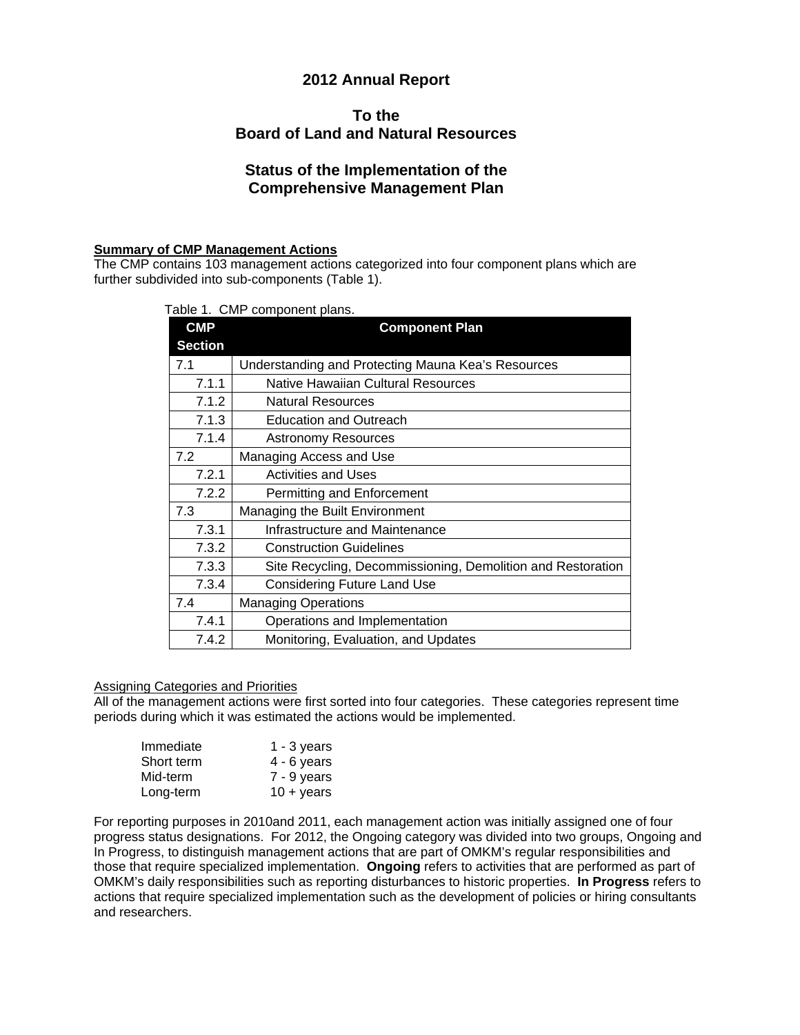# 2012 Annual Report

## To the Board of Land and Natural Resources

## Status of the Implementation of the Comprehensive Management Plan

**Summary of CMP Management Actions**

The CMP contains 103 management actions categorized into four component plans which are further subdivided into sub-components (Table 1).

Table 1. CMP component plans.

| CMP Section | Component Plan |
|---|---|
| 7.1 | Understanding and Protecting Mauna Kea's Resources |
| 7.1.1 | Native Hawaiian Cultural Resources |
| 7.1.2 | Natural Resources |
| 7.1.3 | Education and Outreach |
| 7.1.4 | Astronomy Resources |
| 7.2 | Managing Access and Use |
| 7.2.1 | Activities and Uses |
| 7.2.2 | Permitting and Enforcement |
| 7.3 | Managing the Built Environment |
| 7.3.1 | Infrastructure and Maintenance |
| 7.3.2 | Construction Guidelines |
| 7.3.3 | Site Recycling, Decommissioning, Demolition and Restoration |
| 7.3.4 | Considering Future Land Use |
| 7.4 | Managing Operations |
| 7.4.1 | Operations and Implementation |
| 7.4.2 | Monitoring, Evaluation, and Updates |

Assigning Categories and Priorities

All of the management actions were first sorted into four categories. These categories represent time periods during which it was estimated the actions would be implemented.

| | |
|---|---|
| Immediate | 1 - 3 years |
| Short term | 4 - 6 years |
| Mid-term | 7 - 9 years |
| Long-term | 10 + years |

For reporting purposes in 2010and 2011, each management action was initially assigned one of four progress status designations. For 2012, the Ongoing category was divided into two groups, Ongoing and In Progress, to distinguish management actions that are part of OMKM's regular responsibilities and those that require specialized implementation. **Ongoing** refers to activities that are performed as part of OMKM's daily responsibilities such as reporting disturbances to historic properties. **In Progress** refers to actions that require specialized implementation such as the development of policies or hiring consultants and researchers.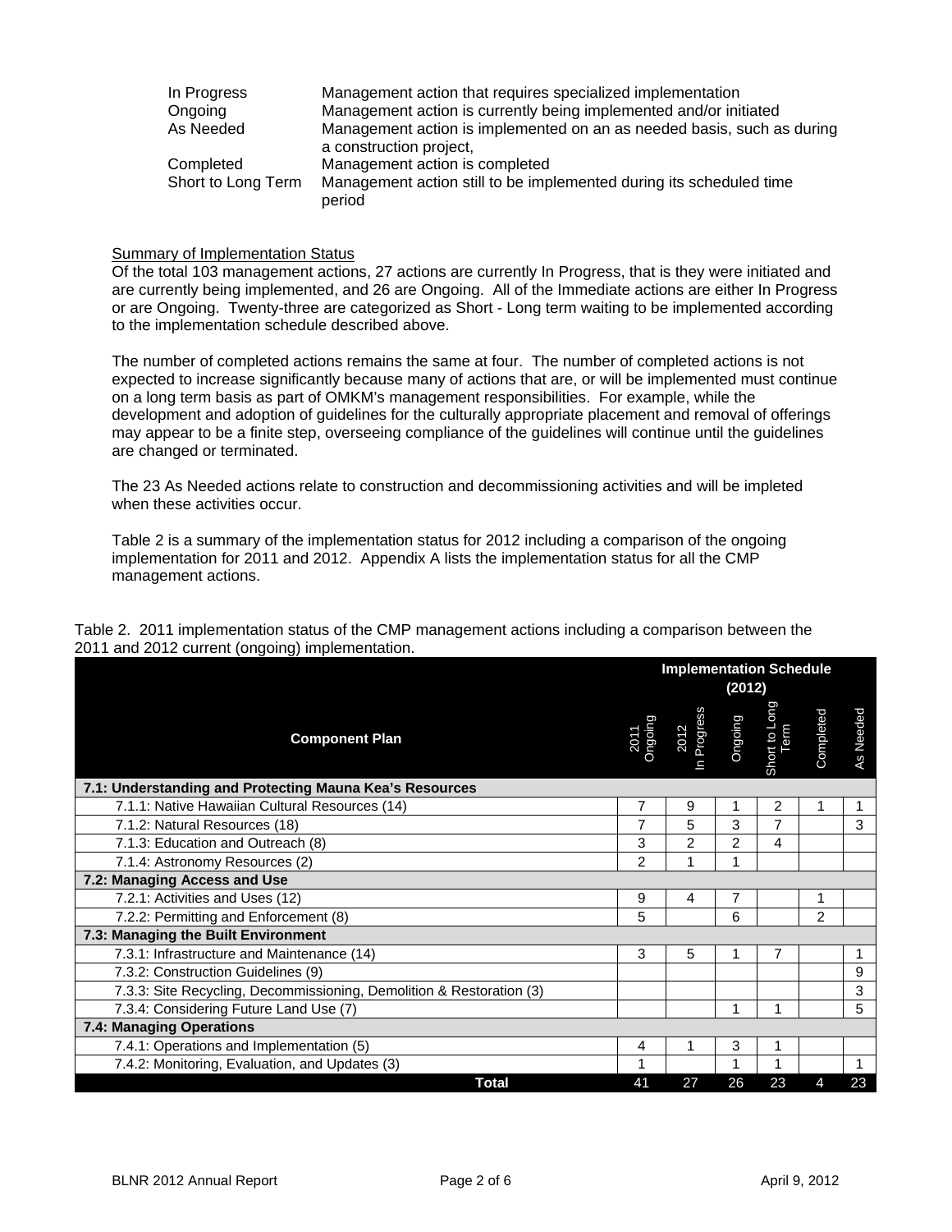| | |
|---|---|
| In Progress | Management action that requires specialized implementation |
| Ongoing | Management action is currently being implemented and/or initiated |
| As Needed | Management action is implemented on an as needed basis, such as during a construction project, |
| Completed | Management action is completed |
| Short to Long Term | Management action still to be implemented during its scheduled time period |

Summary of Implementation Status

Of the total 103 management actions, 27 actions are currently In Progress, that is they were initiated and are currently being implemented, and 26 are Ongoing. All of the Immediate actions are either In Progress or are Ongoing. Twenty-three are categorized as Short - Long term waiting to be implemented according to the implementation schedule described above.

The number of completed actions remains the same at four. The number of completed actions is not expected to increase significantly because many of actions that are, or will be implemented must continue on a long term basis as part of OMKM's management responsibilities. For example, while the development and adoption of guidelines for the culturally appropriate placement and removal of offerings may appear to be a finite step, overseeing compliance of the guidelines will continue until the guidelines are changed or terminated.

The 23 As Needed actions relate to construction and decommissioning activities and will be impleted when these activities occur.

Table 2 is a summary of the implementation status for 2012 including a comparison of the ongoing implementation for 2011 and 2012. Appendix A lists the implementation status for all the CMP management actions.

Table 2. 2011 implementation status of the CMP management actions including a comparison between the 2011 and 2012 current (ongoing) implementation.

| Component Plan | Implementation Schedule (2012) | | | | | |
|---|---|---|---|---|---|---|
| | 2011 Ongoing | 2012 In Progress | Ongoing | Short to Long Term | Completed | As Needed |
| **7.1: Understanding and Protecting Mauna Kea's Resources** | | | | | | |
| 7.1.1: Native Hawaiian Cultural Resources (14) | 7 | 9 | 1 | 2 | 1 | 1 |
| 7.1.2: Natural Resources (18) | 7 | 5 | 3 | 7 | | 3 |
| 7.1.3: Education and Outreach (8) | 3 | 2 | 2 | 4 | | |
| 7.1.4: Astronomy Resources (2) | 2 | 1 | 1 | | | |
| **7.2: Managing Access and Use** | | | | | | |
| 7.2.1: Activities and Uses (12) | 9 | 4 | 7 | | 1 | |
| 7.2.2: Permitting and Enforcement (8) | 5 | | 6 | | 2 | |
| **7.3: Managing the Built Environment** | | | | | | |
| 7.3.1: Infrastructure and Maintenance (14) | 3 | 5 | 1 | 7 | | 1 |
| 7.3.2: Construction Guidelines (9) | | | | | | 9 |
| 7.3.3: Site Recycling, Decommissioning, Demolition & Restoration (3) | | | | | | 3 |
| 7.3.4: Considering Future Land Use (7) | | | 1 | 1 | | 5 |
| **7.4: Managing Operations** | | | | | | |
| 7.4.1: Operations and Implementation (5) | 4 | 1 | 3 | 1 | | |
| 7.4.2: Monitoring, Evaluation, and Updates (3) | 1 | | 1 | 1 | | 1 |
| **Total** | 41 | 27 | 26 | 23 | 4 | 23 |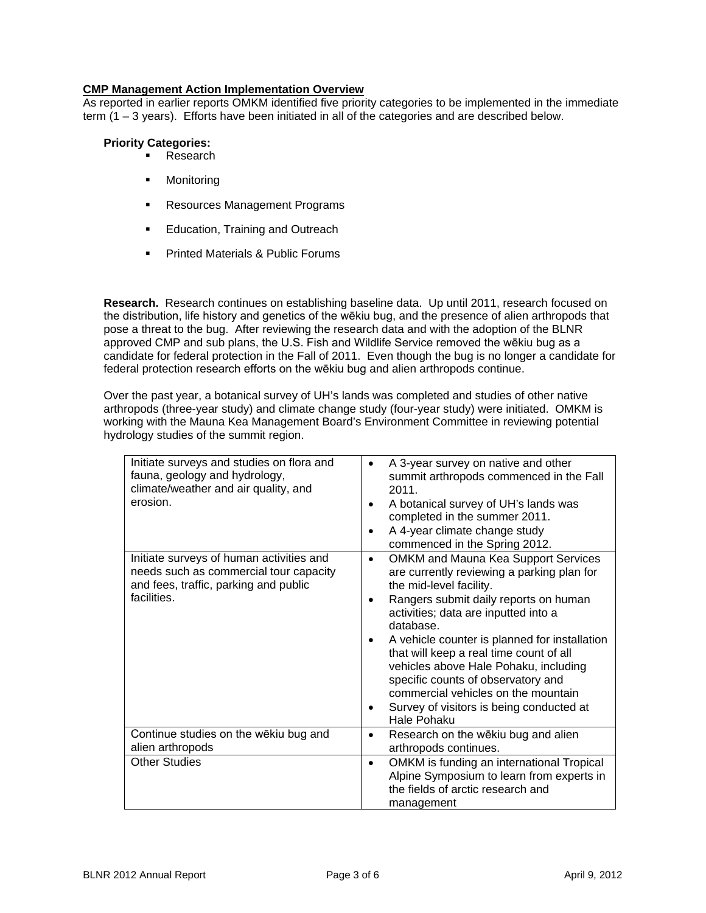**CMP Management Action Implementation Overview**

As reported in earlier reports OMKM identified five priority categories to be implemented in the immediate term (1 – 3 years). Efforts have been initiated in all of the categories and are described below.

**Priority Categories:**

- Research
- Monitoring
- Resources Management Programs
- Education, Training and Outreach
- Printed Materials & Public Forums

**Research.** Research continues on establishing baseline data. Up until 2011, research focused on the distribution, life history and genetics of the wēkiu bug, and the presence of alien arthropods that pose a threat to the bug. After reviewing the research data and with the adoption of the BLNR approved CMP and sub plans, the U.S. Fish and Wildlife Service removed the wēkiu bug as a candidate for federal protection in the Fall of 2011. Even though the bug is no longer a candidate for federal protection research efforts on the wēkiu bug and alien arthropods continue.

Over the past year, a botanical survey of UH's lands was completed and studies of other native arthropods (three-year study) and climate change study (four-year study) were initiated. OMKM is working with the Mauna Kea Management Board's Environment Committee in reviewing potential hydrology studies of the summit region.

| | |
|---|---|
| Initiate surveys and studies on flora and fauna, geology and hydrology, climate/weather and air quality, and erosion. | • A 3-year survey on native and other summit arthropods commenced in the Fall 2011.<br>• A botanical survey of UH's lands was completed in the summer 2011.<br>• A 4-year climate change study commenced in the Spring 2012. |
| Initiate surveys of human activities and needs such as commercial tour capacity and fees, traffic, parking and public facilities. | • OMKM and Mauna Kea Support Services are currently reviewing a parking plan for the mid-level facility.<br>• Rangers submit daily reports on human activities; data are inputted into a database.<br>• A vehicle counter is planned for installation that will keep a real time count of all vehicles above Hale Pohaku, including specific counts of observatory and commercial vehicles on the mountain<br>• Survey of visitors is being conducted at Hale Pohaku |
| Continue studies on the wēkiu bug and alien arthropods | • Research on the wēkiu bug and alien arthropods continues. |
| Other Studies | • OMKM is funding an international Tropical Alpine Symposium to learn from experts in the fields of arctic research and management |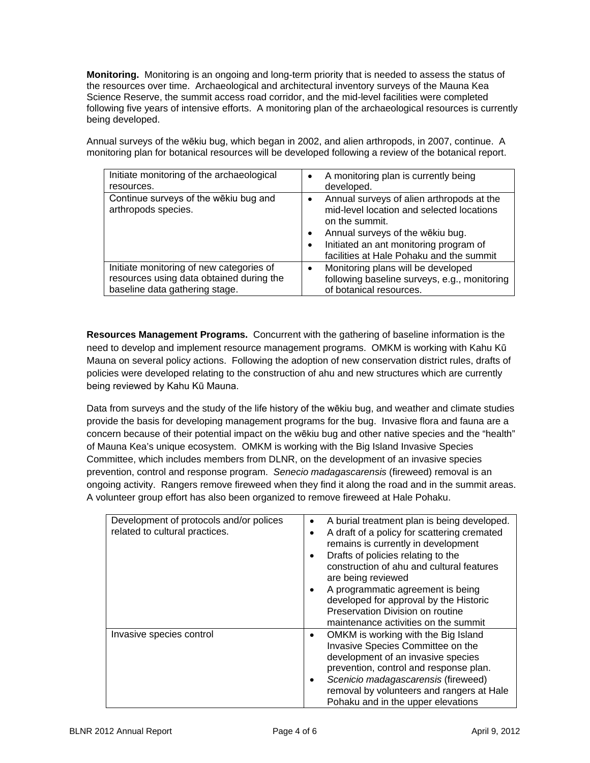**Monitoring.** Monitoring is an ongoing and long-term priority that is needed to assess the status of the resources over time. Archaeological and architectural inventory surveys of the Mauna Kea Science Reserve, the summit access road corridor, and the mid-level facilities were completed following five years of intensive efforts. A monitoring plan of the archaeological resources is currently being developed.

Annual surveys of the wēkiu bug, which began in 2002, and alien arthropods, in 2007, continue. A monitoring plan for botanical resources will be developed following a review of the botanical report.

| | |
|---|---|
| Initiate monitoring of the archaeological resources. | • A monitoring plan is currently being developed. |
| Continue surveys of the wēkiu bug and arthropods species. | • Annual surveys of alien arthropods at the mid-level location and selected locations on the summit.<br>• Annual surveys of the wēkiu bug.<br>• Initiated an ant monitoring program of facilities at Hale Pohaku and the summit |
| Initiate monitoring of new categories of resources using data obtained during the baseline data gathering stage. | • Monitoring plans will be developed following baseline surveys, e.g., monitoring of botanical resources. |

**Resources Management Programs.** Concurrent with the gathering of baseline information is the need to develop and implement resource management programs. OMKM is working with Kahu Kū Mauna on several policy actions. Following the adoption of new conservation district rules, drafts of policies were developed relating to the construction of ahu and new structures which are currently being reviewed by Kahu Kū Mauna.

Data from surveys and the study of the life history of the wēkiu bug, and weather and climate studies provide the basis for developing management programs for the bug. Invasive flora and fauna are a concern because of their potential impact on the wēkiu bug and other native species and the "health" of Mauna Kea's unique ecosystem. OMKM is working with the Big Island Invasive Species Committee, which includes members from DLNR, on the development of an invasive species prevention, control and response program. *Senecio madagascarensis* (fireweed) removal is an ongoing activity. Rangers remove fireweed when they find it along the road and in the summit areas. A volunteer group effort has also been organized to remove fireweed at Hale Pohaku.

| | |
|---|---|
| Development of protocols and/or polices related to cultural practices. | • A burial treatment plan is being developed.<br>• A draft of a policy for scattering cremated remains is currently in development<br>• Drafts of policies relating to the construction of ahu and cultural features are being reviewed<br>• A programmatic agreement is being developed for approval by the Historic Preservation Division on routine maintenance activities on the summit |
| Invasive species control | • OMKM is working with the Big Island Invasive Species Committee on the development of an invasive species prevention, control and response plan.<br>• *Scenicio madagascarensis* (fireweed) removal by volunteers and rangers at Hale Pohaku and in the upper elevations |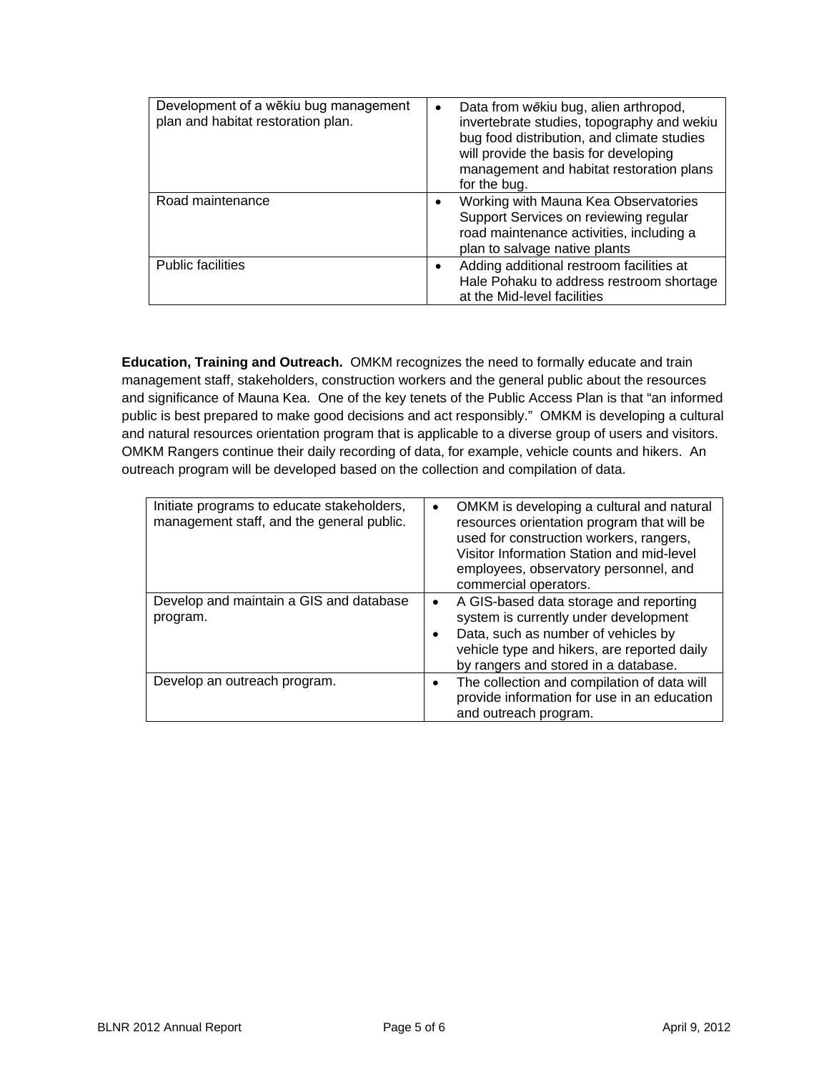| | |
|---|---|
| Development of a wēkiu bug management plan and habitat restoration plan. | • Data from wēkiu bug, alien arthropod, invertebrate studies, topography and wekiu bug food distribution, and climate studies will provide the basis for developing management and habitat restoration plans for the bug. |
| Road maintenance | • Working with Mauna Kea Observatories Support Services on reviewing regular road maintenance activities, including a plan to salvage native plants |
| Public facilities | • Adding additional restroom facilities at Hale Pohaku to address restroom shortage at the Mid-level facilities |

**Education, Training and Outreach.** OMKM recognizes the need to formally educate and train management staff, stakeholders, construction workers and the general public about the resources and significance of Mauna Kea. One of the key tenets of the Public Access Plan is that "an informed public is best prepared to make good decisions and act responsibly." OMKM is developing a cultural and natural resources orientation program that is applicable to a diverse group of users and visitors. OMKM Rangers continue their daily recording of data, for example, vehicle counts and hikers. An outreach program will be developed based on the collection and compilation of data.

| | |
|---|---|
| Initiate programs to educate stakeholders, management staff, and the general public. | • OMKM is developing a cultural and natural resources orientation program that will be used for construction workers, rangers, Visitor Information Station and mid-level employees, observatory personnel, and commercial operators. |
| Develop and maintain a GIS and database program. | • A GIS-based data storage and reporting system is currently under development<br>• Data, such as number of vehicles by vehicle type and hikers, are reported daily by rangers and stored in a database. |
| Develop an outreach program. | • The collection and compilation of data will provide information for use in an education and outreach program. |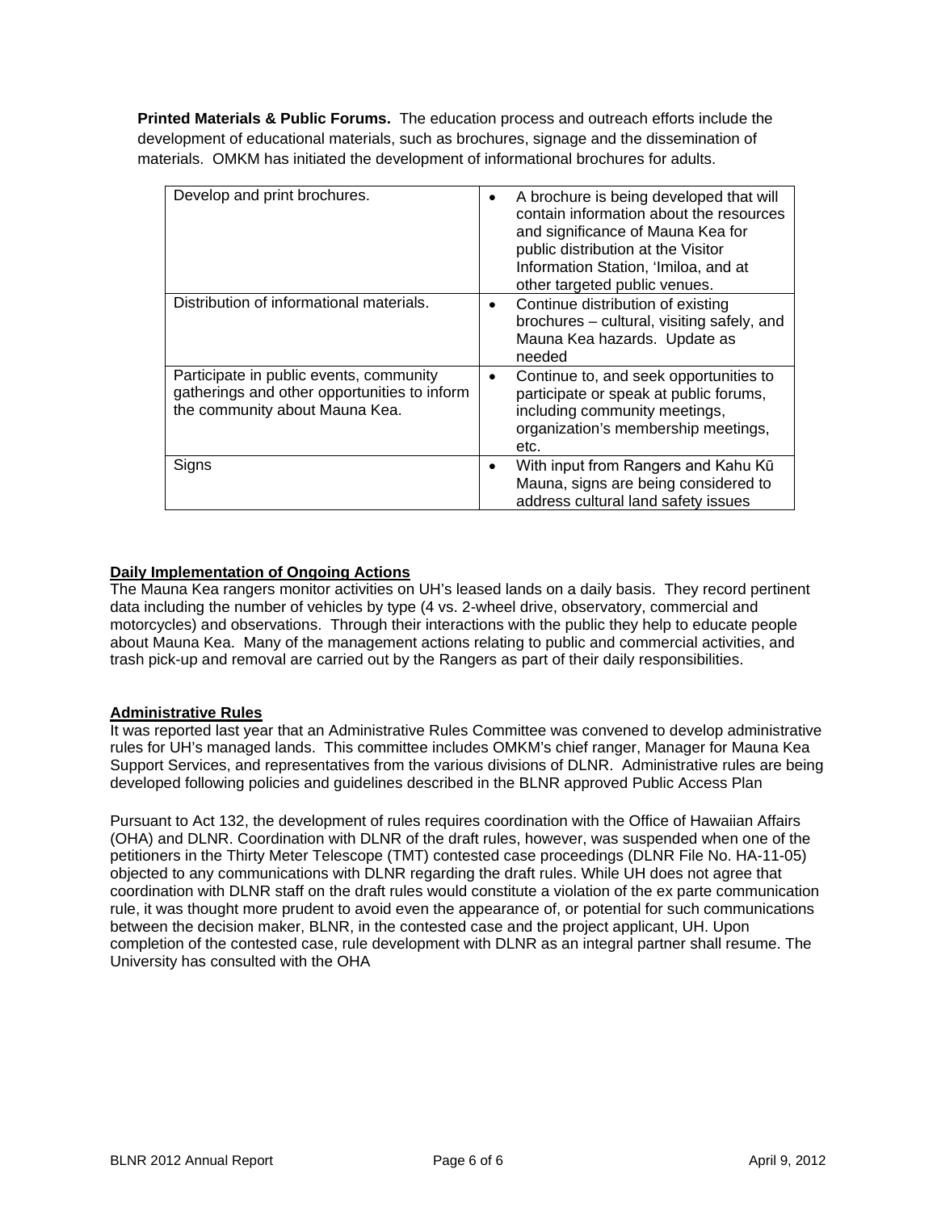**Printed Materials & Public Forums.** The education process and outreach efforts include the development of educational materials, such as brochures, signage and the dissemination of materials. OMKM has initiated the development of informational brochures for adults.

| | |
|---|---|
| Develop and print brochures. | • A brochure is being developed that will contain information about the resources and significance of Mauna Kea for public distribution at the Visitor Information Station, ʻImiloa, and at other targeted public venues. |
| Distribution of informational materials. | • Continue distribution of existing brochures – cultural, visiting safely, and Mauna Kea hazards. Update as needed |
| Participate in public events, community gatherings and other opportunities to inform the community about Mauna Kea. | • Continue to, and seek opportunities to participate or speak at public forums, including community meetings, organization's membership meetings, etc. |
| Signs | • With input from Rangers and Kahu Kū Mauna, signs are being considered to address cultural land safety issues |

**Daily Implementation of Ongoing Actions**

The Mauna Kea rangers monitor activities on UH's leased lands on a daily basis. They record pertinent data including the number of vehicles by type (4 vs. 2-wheel drive, observatory, commercial and motorcycles) and observations. Through their interactions with the public they help to educate people about Mauna Kea. Many of the management actions relating to public and commercial activities, and trash pick-up and removal are carried out by the Rangers as part of their daily responsibilities.

**Administrative Rules**

It was reported last year that an Administrative Rules Committee was convened to develop administrative rules for UH's managed lands. This committee includes OMKM's chief ranger, Manager for Mauna Kea Support Services, and representatives from the various divisions of DLNR. Administrative rules are being developed following policies and guidelines described in the BLNR approved Public Access Plan

Pursuant to Act 132, the development of rules requires coordination with the Office of Hawaiian Affairs (OHA) and DLNR. Coordination with DLNR of the draft rules, however, was suspended when one of the petitioners in the Thirty Meter Telescope (TMT) contested case proceedings (DLNR File No. HA-11-05) objected to any communications with DLNR regarding the draft rules. While UH does not agree that coordination with DLNR staff on the draft rules would constitute a violation of the ex parte communication rule, it was thought more prudent to avoid even the appearance of, or potential for such communications between the decision maker, BLNR, in the contested case and the project applicant, UH. Upon completion of the contested case, rule development with DLNR as an integral partner shall resume. The University has consulted with the OHA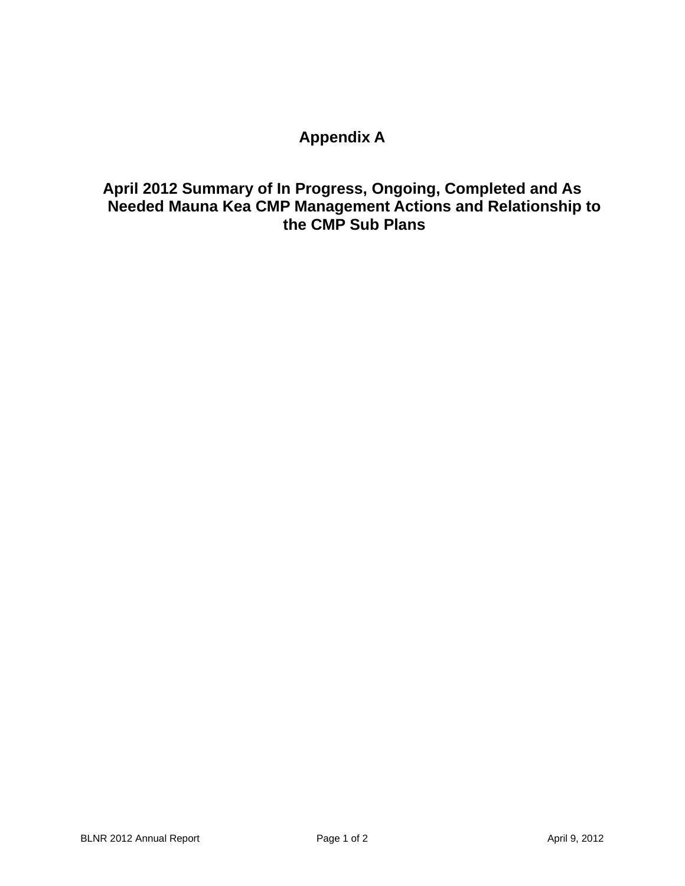# Appendix A

## April 2012 Summary of In Progress, Ongoing, Completed and As Needed Mauna Kea CMP Management Actions and Relationship to the CMP Sub Plans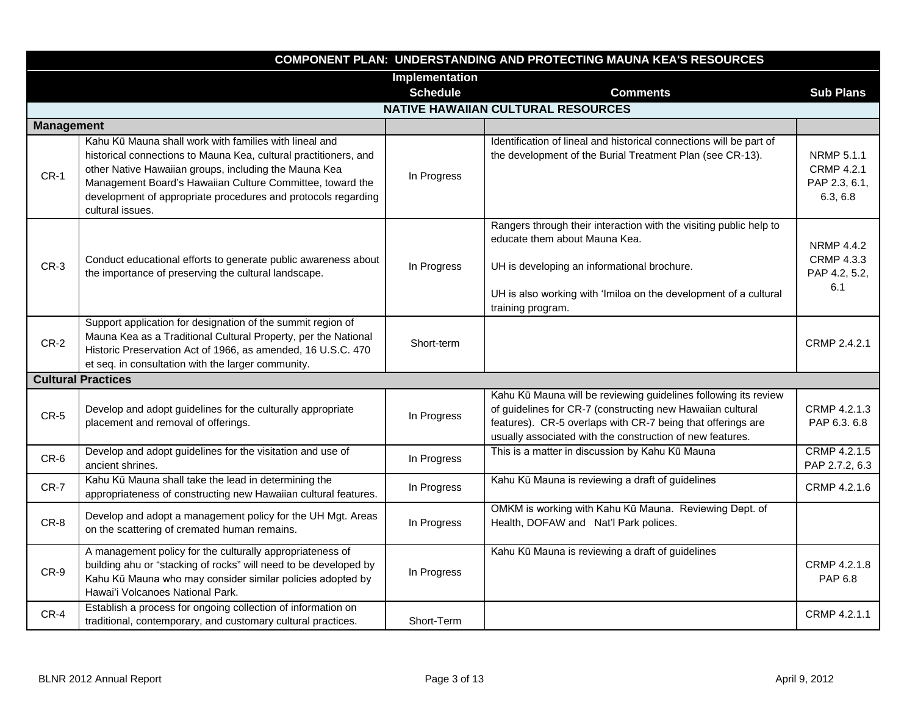| COMPONENT PLAN: UNDERSTANDING AND PROTECTING MAUNA KEA'S RESOURCES | | | | |
|---|---|---|---|---|
| | | Implementation Schedule | Comments | Sub Plans |
| **NATIVE HAWAIIAN CULTURAL RESOURCES** | | | | |
| **Management** | | | | |
| CR-1 | Kahu Kū Mauna shall work with families with lineal and historical connections to Mauna Kea, cultural practitioners, and other Native Hawaiian groups, including the Mauna Kea Management Board's Hawaiian Culture Committee, toward the development of appropriate procedures and protocols regarding cultural issues. | In Progress | Identification of lineal and historical connections will be part of the development of the Burial Treatment Plan (see CR-13). | NRMP 5.1.1<br>CRMP 4.2.1<br>PAP 2.3, 6.1, 6.3, 6.8 |
| CR-3 | Conduct educational efforts to generate public awareness about the importance of preserving the cultural landscape. | In Progress | Rangers through their interaction with the visiting public help to educate them about Mauna Kea.<br><br>UH is developing an informational brochure.<br><br>UH is also working with 'Imiloa on the development of a cultural training program. | NRMP 4.4.2<br>CRMP 4.3.3<br>PAP 4.2, 5.2, 6.1 |
| CR-2 | Support application for designation of the summit region of Mauna Kea as a Traditional Cultural Property, per the National Historic Preservation Act of 1966, as amended, 16 U.S.C. 470 et seq. in consultation with the larger community. | Short-term | | CRMP 2.4.2.1 |
| **Cultural Practices** | | | | |
| CR-5 | Develop and adopt guidelines for the culturally appropriate placement and removal of offerings. | In Progress | Kahu Kū Mauna will be reviewing guidelines following its review of guidelines for CR-7 (constructing new Hawaiian cultural features). CR-5 overlaps with CR-7 being that offerings are usually associated with the construction of new features. | CRMP 4.2.1.3<br>PAP 6.3. 6.8 |
| CR-6 | Develop and adopt guidelines for the visitation and use of ancient shrines. | In Progress | This is a matter in discussion by Kahu Kū Mauna | CRMP 4.2.1.5<br>PAP 2.7.2, 6.3 |
| CR-7 | Kahu Kū Mauna shall take the lead in determining the appropriateness of constructing new Hawaiian cultural features. | In Progress | Kahu Kū Mauna is reviewing a draft of guidelines | CRMP 4.2.1.6 |
| CR-8 | Develop and adopt a management policy for the UH Mgt. Areas on the scattering of cremated human remains. | In Progress | OMKM is working with Kahu Kū Mauna. Reviewing Dept. of Health, DOFAW and Nat'l Park polices. | |
| CR-9 | A management policy for the culturally appropriateness of building ahu or "stacking of rocks" will need to be developed by Kahu Kū Mauna who may consider similar policies adopted by Hawai'i Volcanoes National Park. | In Progress | Kahu Kū Mauna is reviewing a draft of guidelines | CRMP 4.2.1.8<br>PAP 6.8 |
| CR-4 | Establish a process for ongoing collection of information on traditional, contemporary, and customary cultural practices. | Short-Term | | CRMP 4.2.1.1 |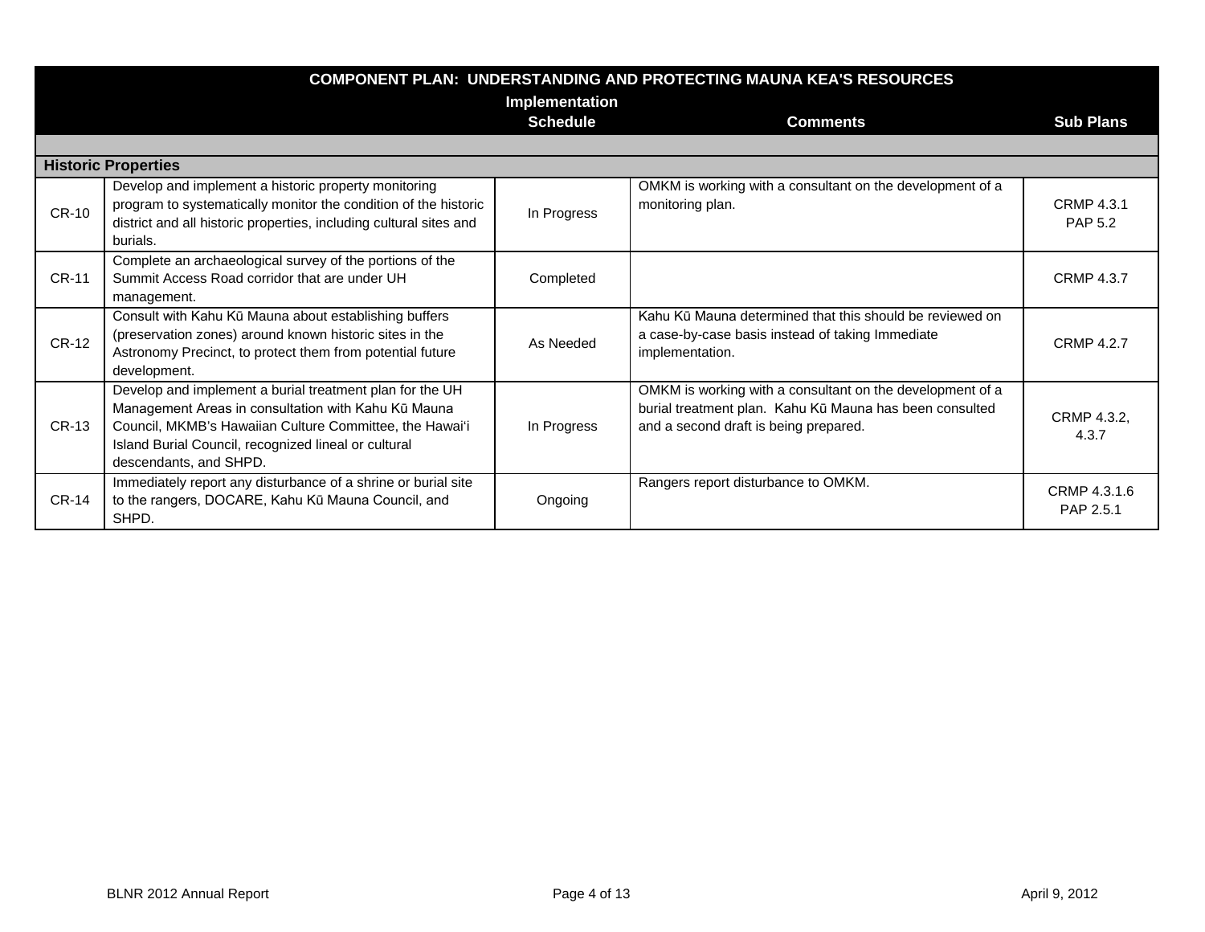| COMPONENT PLAN: UNDERSTANDING AND PROTECTING MAUNA KEA'S RESOURCES | | | | |
|---|---|---|---|---|
| | | Implementation Schedule | Comments | Sub Plans |
| **Historic Properties** | | | | |
| CR-10 | Develop and implement a historic property monitoring program to systematically monitor the condition of the historic district and all historic properties, including cultural sites and burials. | In Progress | OMKM is working with a consultant on the development of a monitoring plan. | CRMP 4.3.1<br>PAP 5.2 |
| CR-11 | Complete an archaeological survey of the portions of the Summit Access Road corridor that are under UH management. | Completed | | CRMP 4.3.7 |
| CR-12 | Consult with Kahu Kū Mauna about establishing buffers (preservation zones) around known historic sites in the Astronomy Precinct, to protect them from potential future development. | As Needed | Kahu Kū Mauna determined that this should be reviewed on a case-by-case basis instead of taking Immediate implementation. | CRMP 4.2.7 |
| CR-13 | Develop and implement a burial treatment plan for the UH Management Areas in consultation with Kahu Kū Mauna Council, MKMB's Hawaiian Culture Committee, the Hawai'i Island Burial Council, recognized lineal or cultural descendants, and SHPD. | In Progress | OMKM is working with a consultant on the development of a burial treatment plan. Kahu Kū Mauna has been consulted and a second draft is being prepared. | CRMP 4.3.2, 4.3.7 |
| CR-14 | Immediately report any disturbance of a shrine or burial site to the rangers, DOCARE, Kahu Kū Mauna Council, and SHPD. | Ongoing | Rangers report disturbance to OMKM. | CRMP 4.3.1.6<br>PAP 2.5.1 |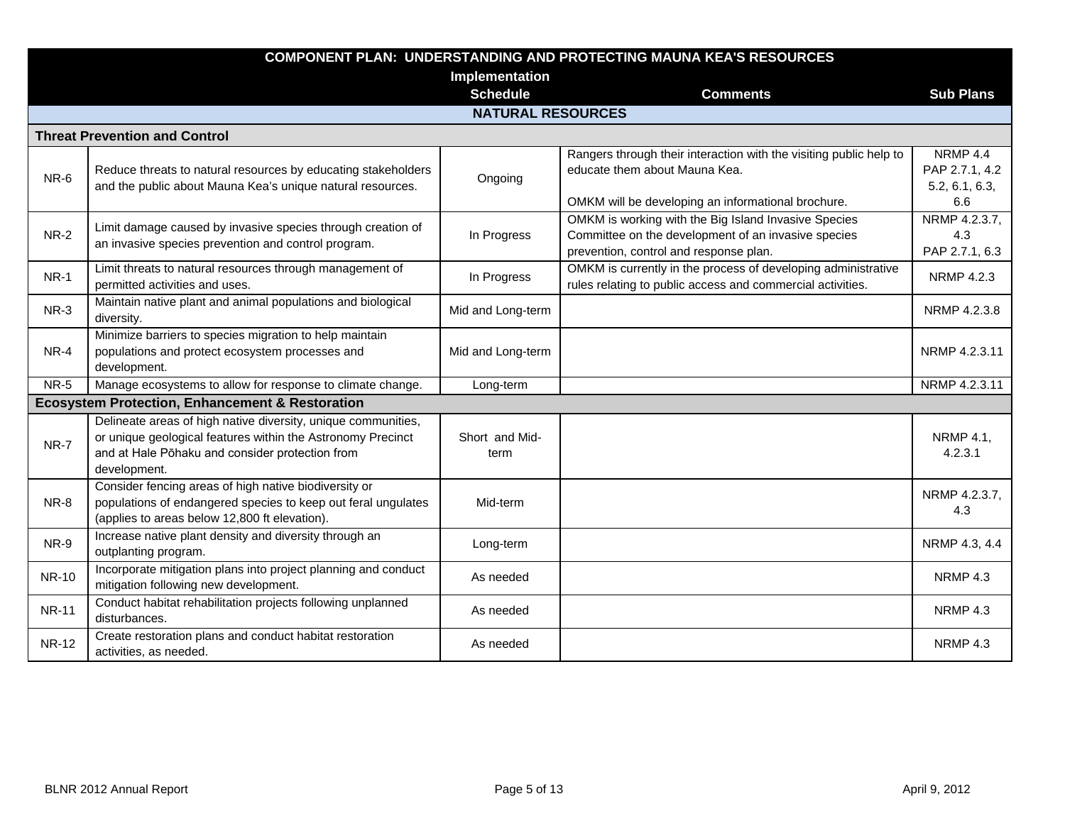| COMPONENT PLAN: UNDERSTANDING AND PROTECTING MAUNA KEA'S RESOURCES | | | | |
|---|---|---|---|---|
| | | Implementation Schedule | Comments | Sub Plans |
| **NATURAL RESOURCES** | | | | |
| **Threat Prevention and Control** | | | | |
| NR-6 | Reduce threats to natural resources by educating stakeholders and the public about Mauna Kea's unique natural resources. | Ongoing | Rangers through their interaction with the visiting public help to educate them about Mauna Kea.<br><br>OMKM will be developing an informational brochure. | NRMP 4.4<br>PAP 2.7.1, 4.2<br>5.2, 6.1, 6.3, 6.6 |
| NR-2 | Limit damage caused by invasive species through creation of an invasive species prevention and control program. | In Progress | OMKM is working with the Big Island Invasive Species Committee on the development of an invasive species prevention, control and response plan. | NRMP 4.2.3.7, 4.3<br>PAP 2.7.1, 6.3 |
| NR-1 | Limit threats to natural resources through management of permitted activities and uses. | In Progress | OMKM is currently in the process of developing administrative rules relating to public access and commercial activities. | NRMP 4.2.3 |
| NR-3 | Maintain native plant and animal populations and biological diversity. | Mid and Long-term | | NRMP 4.2.3.8 |
| NR-4 | Minimize barriers to species migration to help maintain populations and protect ecosystem processes and development. | Mid and Long-term | | NRMP 4.2.3.11 |
| NR-5 | Manage ecosystems to allow for response to climate change. | Long-term | | NRMP 4.2.3.11 |
| **Ecosystem Protection, Enhancement & Restoration** | | | | |
| NR-7 | Delineate areas of high native diversity, unique communities, or unique geological features within the Astronomy Precinct and at Hale Pōhaku and consider protection from development. | Short and Mid-term | | NRMP 4.1, 4.2.3.1 |
| NR-8 | Consider fencing areas of high native biodiversity or populations of endangered species to keep out feral ungulates (applies to areas below 12,800 ft elevation). | Mid-term | | NRMP 4.2.3.7, 4.3 |
| NR-9 | Increase native plant density and diversity through an outplanting program. | Long-term | | NRMP 4.3, 4.4 |
| NR-10 | Incorporate mitigation plans into project planning and conduct mitigation following new development. | As needed | | NRMP 4.3 |
| NR-11 | Conduct habitat rehabilitation projects following unplanned disturbances. | As needed | | NRMP 4.3 |
| NR-12 | Create restoration plans and conduct habitat restoration activities, as needed. | As needed | | NRMP 4.3 |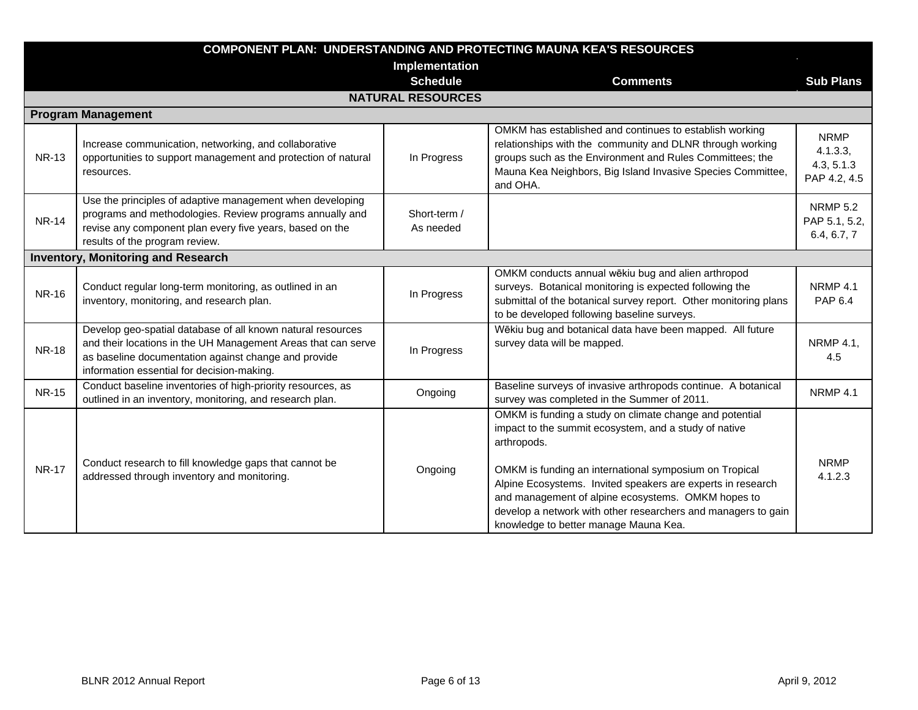| COMPONENT PLAN: UNDERSTANDING AND PROTECTING MAUNA KEA'S RESOURCES | | Implementation Schedule | Comments | Sub Plans |
|---|---|---|---|---|
| **NATURAL RESOURCES** | | | | |
| **Program Management** | | | | |
| NR-13 | Increase communication, networking, and collaborative opportunities to support management and protection of natural resources. | In Progress | OMKM has established and continues to establish working relationships with the community and DLNR through working groups such as the Environment and Rules Committees; the Mauna Kea Neighbors, Big Island Invasive Species Committee, and OHA. | NRMP 4.1.3.3, 4.3, 5.1.3 PAP 4.2, 4.5 |
| NR-14 | Use the principles of adaptive management when developing programs and methodologies. Review programs annually and revise any component plan every five years, based on the results of the program review. | Short-term / As needed | | NRMP 5.2 PAP 5.1, 5.2, 6.4, 6.7, 7 |
| **Inventory, Monitoring and Research** | | | | |
| NR-16 | Conduct regular long-term monitoring, as outlined in an inventory, monitoring, and research plan. | In Progress | OMKM conducts annual wēkiu bug and alien arthropod surveys. Botanical monitoring is expected following the submittal of the botanical survey report. Other monitoring plans to be developed following baseline surveys. | NRMP 4.1 PAP 6.4 |
| NR-18 | Develop geo-spatial database of all known natural resources and their locations in the UH Management Areas that can serve as baseline documentation against change and provide information essential for decision-making. | In Progress | Wēkiu bug and botanical data have been mapped. All future survey data will be mapped. | NRMP 4.1, 4.5 |
| NR-15 | Conduct baseline inventories of high-priority resources, as outlined in an inventory, monitoring, and research plan. | Ongoing | Baseline surveys of invasive arthropods continue. A botanical survey was completed in the Summer of 2011. | NRMP 4.1 |
| NR-17 | Conduct research to fill knowledge gaps that cannot be addressed through inventory and monitoring. | Ongoing | OMKM is funding a study on climate change and potential impact to the summit ecosystem, and a study of native arthropods.<br><br>OMKM is funding an international symposium on Tropical Alpine Ecosystems. Invited speakers are experts in research and management of alpine ecosystems. OMKM hopes to develop a network with other researchers and managers to gain knowledge to better manage Mauna Kea. | NRMP 4.1.2.3 |

BLNR 2012 Annual Report

April 9, 2012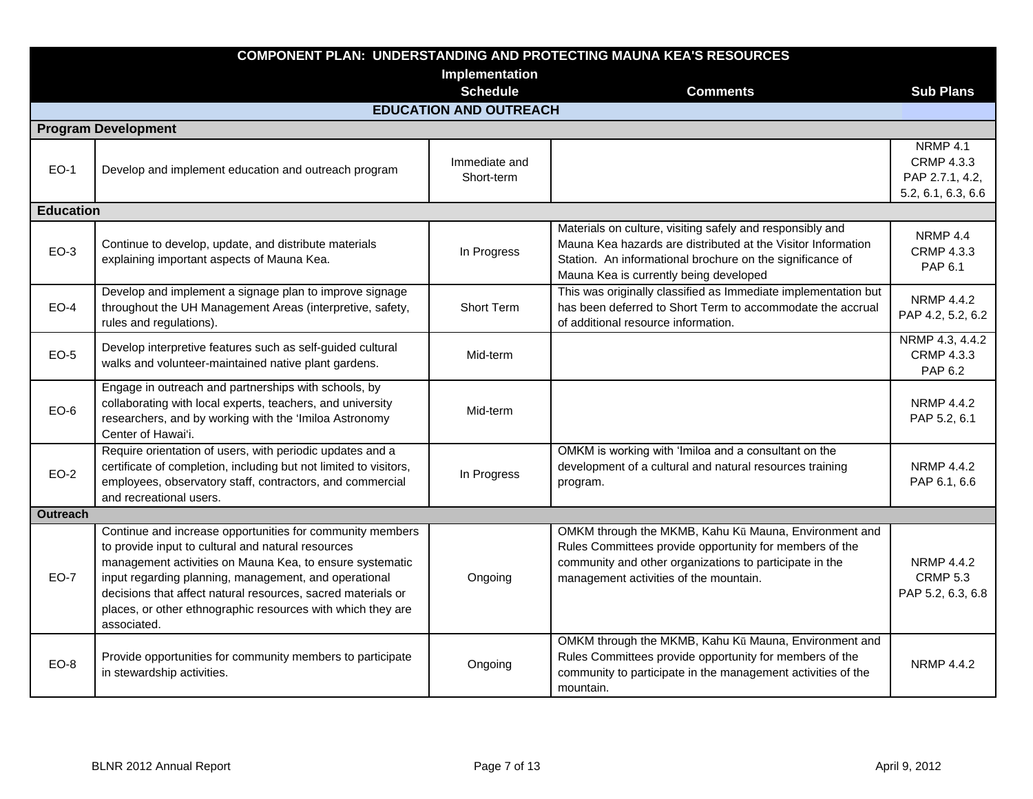| COMPONENT PLAN: UNDERSTANDING AND PROTECTING MAUNA KEA'S RESOURCES | | Implementation Schedule | Comments | Sub Plans |
|---|---|---|---|---|
| **EDUCATION AND OUTREACH** | | | | |
| **Program Development** | | | | |
| EO-1 | Develop and implement education and outreach program | Immediate and Short-term | | NRMP 4.1<br>CRMP 4.3.3<br>PAP 2.7.1, 4.2, 5.2, 6.1, 6.3, 6.6 |
| **Education** | | | | |
| EO-3 | Continue to develop, update, and distribute materials explaining important aspects of Mauna Kea. | In Progress | Materials on culture, visiting safely and responsibly and Mauna Kea hazards are distributed at the Visitor Information Station. An informational brochure on the significance of Mauna Kea is currently being developed | NRMP 4.4<br>CRMP 4.3.3<br>PAP 6.1 |
| EO-4 | Develop and implement a signage plan to improve signage throughout the UH Management Areas (interpretive, safety, rules and regulations). | Short Term | This was originally classified as Immediate implementation but has been deferred to Short Term to accommodate the accrual of additional resource information. | NRMP 4.4.2<br>PAP 4.2, 5.2, 6.2 |
| EO-5 | Develop interpretive features such as self-guided cultural walks and volunteer-maintained native plant gardens. | Mid-term | | NRMP 4.3, 4.4.2<br>CRMP 4.3.3<br>PAP 6.2 |
| EO-6 | Engage in outreach and partnerships with schools, by collaborating with local experts, teachers, and university researchers, and by working with the ʻImiloa Astronomy Center of Hawaiʻi. | Mid-term | | NRMP 4.4.2<br>PAP 5.2, 6.1 |
| EO-2 | Require orientation of users, with periodic updates and a certificate of completion, including but not limited to visitors, employees, observatory staff, contractors, and commercial and recreational users. | In Progress | OMKM is working with ʻImiloa and a consultant on the development of a cultural and natural resources training program. | NRMP 4.4.2<br>PAP 6.1, 6.6 |
| **Outreach** | | | | |
| EO-7 | Continue and increase opportunities for community members to provide input to cultural and natural resources management activities on Mauna Kea, to ensure systematic input regarding planning, management, and operational decisions that affect natural resources, sacred materials or places, or other ethnographic resources with which they are associated. | Ongoing | OMKM through the MKMB, Kahu Kū Mauna, Environment and Rules Committees provide opportunity for members of the community and other organizations to participate in the management activities of the mountain. | NRMP 4.4.2<br>CRMP 5.3<br>PAP 5.2, 6.3, 6.8 |
| EO-8 | Provide opportunities for community members to participate in stewardship activities. | Ongoing | OMKM through the MKMB, Kahu Kū Mauna, Environment and Rules Committees provide opportunity for members of the community to participate in the management activities of the mountain. | NRMP 4.4.2 |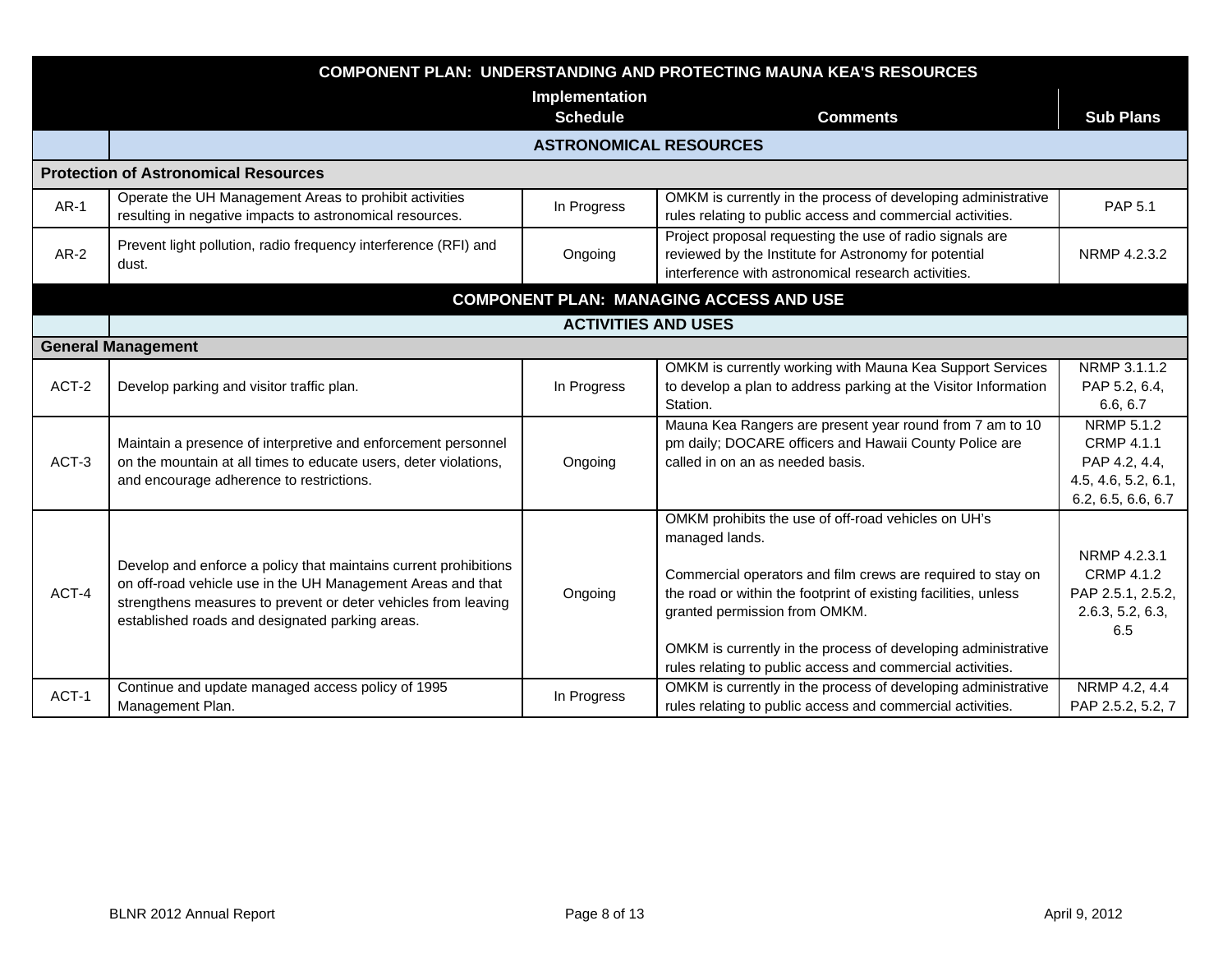| | COMPONENT PLAN: UNDERSTANDING AND PROTECTING MAUNA KEA'S RESOURCES | Implementation Schedule | Comments | Sub Plans |
|---|---|---|---|---|
| | **ASTRONOMICAL RESOURCES** | | | |
| **Protection of Astronomical Resources** | | | | |
| AR-1 | Operate the UH Management Areas to prohibit activities resulting in negative impacts to astronomical resources. | In Progress | OMKM is currently in the process of developing administrative rules relating to public access and commercial activities. | PAP 5.1 |
| AR-2 | Prevent light pollution, radio frequency interference (RFI) and dust. | Ongoing | Project proposal requesting the use of radio signals are reviewed by the Institute for Astronomy for potential interference with astronomical research activities. | NRMP 4.2.3.2 |
| | **COMPONENT PLAN: MANAGING ACCESS AND USE** | | | |
| | **ACTIVITIES AND USES** | | | |
| **General Management** | | | | |
| ACT-2 | Develop parking and visitor traffic plan. | In Progress | OMKM is currently working with Mauna Kea Support Services to develop a plan to address parking at the Visitor Information Station. | NRMP 3.1.1.2 PAP 5.2, 6.4, 6.6, 6.7 |
| ACT-3 | Maintain a presence of interpretive and enforcement personnel on the mountain at all times to educate users, deter violations, and encourage adherence to restrictions. | Ongoing | Mauna Kea Rangers are present year round from 7 am to 10 pm daily; DOCARE officers and Hawaii County Police are called in on an as needed basis. | NRMP 5.1.2 CRMP 4.1.1 PAP 4.2, 4.4, 4.5, 4.6, 5.2, 6.1, 6.2, 6.5, 6.6, 6.7 |
| ACT-4 | Develop and enforce a policy that maintains current prohibitions on off-road vehicle use in the UH Management Areas and that strengthens measures to prevent or deter vehicles from leaving established roads and designated parking areas. | Ongoing | OMKM prohibits the use of off-road vehicles on UH's managed lands.<br><br>Commercial operators and film crews are required to stay on the road or within the footprint of existing facilities, unless granted permission from OMKM.<br><br>OMKM is currently in the process of developing administrative rules relating to public access and commercial activities. | NRMP 4.2.3.1 CRMP 4.1.2 PAP 2.5.1, 2.5.2, 2.6.3, 5.2, 6.3, 6.5 |
| ACT-1 | Continue and update managed access policy of 1995 Management Plan. | In Progress | OMKM is currently in the process of developing administrative rules relating to public access and commercial activities. | NRMP 4.2, 4.4 PAP 2.5.2, 5.2, 7 |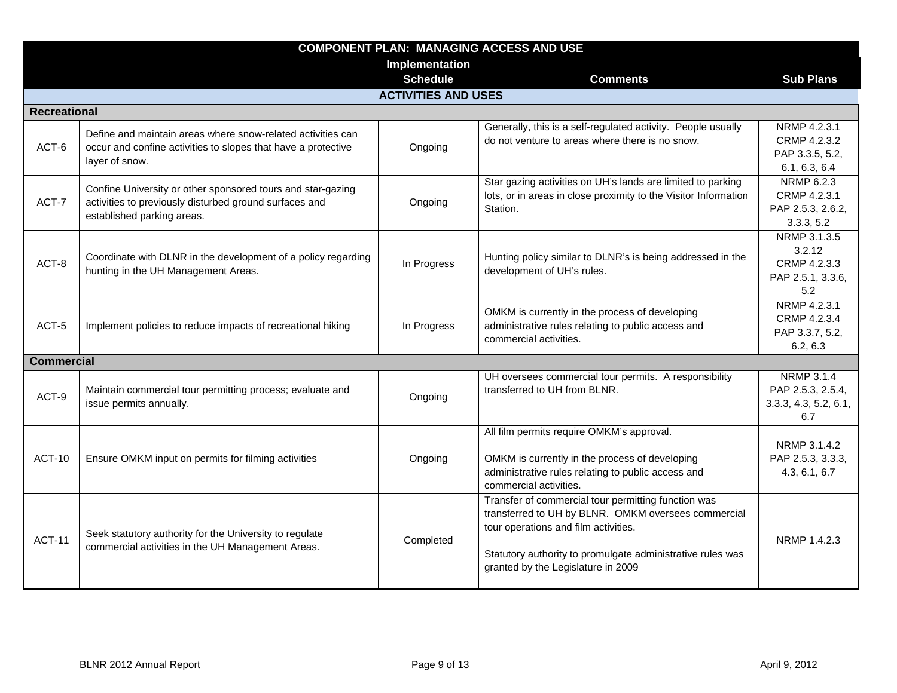| COMPONENT PLAN: MANAGING ACCESS AND USE | | Implementation Schedule | Comments | Sub Plans |
|---|---|---|---|---|
| **ACTIVITIES AND USES** | | | | |
| **Recreational** | | | | |
| ACT-6 | Define and maintain areas where snow-related activities can occur and confine activities to slopes that have a protective layer of snow. | Ongoing | Generally, this is a self-regulated activity. People usually do not venture to areas where there is no snow. | NRMP 4.2.3.1<br>CRMP 4.2.3.2<br>PAP 3.3.5, 5.2, 6.1, 6.3, 6.4 |
| ACT-7 | Confine University or other sponsored tours and star-gazing activities to previously disturbed ground surfaces and established parking areas. | Ongoing | Star gazing activities on UH's lands are limited to parking lots, or in areas in close proximity to the Visitor Information Station. | NRMP 6.2.3<br>CRMP 4.2.3.1<br>PAP 2.5.3, 2.6.2, 3.3.3, 5.2 |
| ACT-8 | Coordinate with DLNR in the development of a policy regarding hunting in the UH Management Areas. | In Progress | Hunting policy similar to DLNR's is being addressed in the development of UH's rules. | NRMP 3.1.3.5<br>3.2.12<br>CRMP 4.2.3.3<br>PAP 2.5.1, 3.3.6, 5.2 |
| ACT-5 | Implement policies to reduce impacts of recreational hiking | In Progress | OMKM is currently in the process of developing administrative rules relating to public access and commercial activities. | NRMP 4.2.3.1<br>CRMP 4.2.3.4<br>PAP 3.3.7, 5.2, 6.2, 6.3 |
| **Commercial** | | | | |
| ACT-9 | Maintain commercial tour permitting process; evaluate and issue permits annually. | Ongoing | UH oversees commercial tour permits. A responsibility transferred to UH from BLNR. | NRMP 3.1.4<br>PAP 2.5.3, 2.5.4, 3.3.3, 4.3, 5.2, 6.1, 6.7 |
| ACT-10 | Ensure OMKM input on permits for filming activities | Ongoing | All film permits require OMKM's approval.<br><br>OMKM is currently in the process of developing administrative rules relating to public access and commercial activities. | NRMP 3.1.4.2<br>PAP 2.5.3, 3.3.3, 4.3, 6.1, 6.7 |
| ACT-11 | Seek statutory authority for the University to regulate commercial activities in the UH Management Areas. | Completed | Transfer of commercial tour permitting function was transferred to UH by BLNR. OMKM oversees commercial tour operations and film activities.<br><br>Statutory authority to promulgate administrative rules was granted by the Legislature in 2009 | NRMP 1.4.2.3 |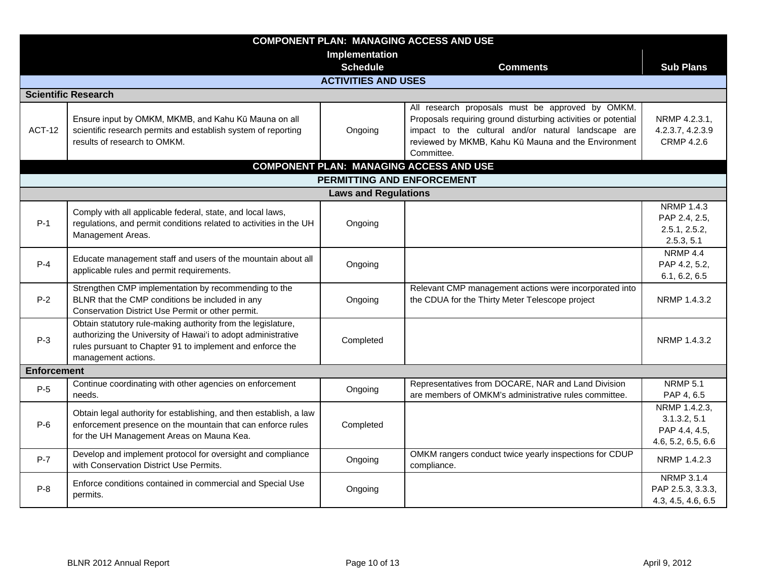| COMPONENT PLAN: MANAGING ACCESS AND USE | | | | |
|---|---|---|---|---|
| | | Implementation Schedule | Comments | Sub Plans |
| **ACTIVITIES AND USES** | | | | |
| **Scientific Research** | | | | |
| ACT-12 | Ensure input by OMKM, MKMB, and Kahu Kū Mauna on all scientific research permits and establish system of reporting results of research to OMKM. | Ongoing | All research proposals must be approved by OMKM. Proposals requiring ground disturbing activities or potential impact to the cultural and/or natural landscape are reviewed by MKMB, Kahu Kū Mauna and the Environment Committee. | NRMP 4.2.3.1, 4.2.3.7, 4.2.3.9 CRMP 4.2.6 |
| **COMPONENT PLAN: MANAGING ACCESS AND USE** | | | | |
| **PERMITTING AND ENFORCEMENT** | | | | |
| **Laws and Regulations** | | | | |
| P-1 | Comply with all applicable federal, state, and local laws, regulations, and permit conditions related to activities in the UH Management Areas. | Ongoing | | NRMP 1.4.3 PAP 2.4, 2.5, 2.5.1, 2.5.2, 2.5.3, 5.1 |
| P-4 | Educate management staff and users of the mountain about all applicable rules and permit requirements. | Ongoing | | NRMP 4.4 PAP 4.2, 5.2, 6.1, 6.2, 6.5 |
| P-2 | Strengthen CMP implementation by recommending to the BLNR that the CMP conditions be included in any Conservation District Use Permit or other permit. | Ongoing | Relevant CMP management actions were incorporated into the CDUA for the Thirty Meter Telescope project | NRMP 1.4.3.2 |
| P-3 | Obtain statutory rule-making authority from the legislature, authorizing the University of Hawaiʻi to adopt administrative rules pursuant to Chapter 91 to implement and enforce the management actions. | Completed | | NRMP 1.4.3.2 |
| **Enforcement** | | | | |
| P-5 | Continue coordinating with other agencies on enforcement needs. | Ongoing | Representatives from DOCARE, NAR and Land Division are members of OMKM's administrative rules committee. | NRMP 5.1 PAP 4, 6.5 |
| P-6 | Obtain legal authority for establishing, and then establish, a law enforcement presence on the mountain that can enforce rules for the UH Management Areas on Mauna Kea. | Completed | | NRMP 1.4.2.3, 3.1.3.2, 5.1 PAP 4.4, 4.5, 4.6, 5.2, 6.5, 6.6 |
| P-7 | Develop and implement protocol for oversight and compliance with Conservation District Use Permits. | Ongoing | OMKM rangers conduct twice yearly inspections for CDUP compliance. | NRMP 1.4.2.3 |
| P-8 | Enforce conditions contained in commercial and Special Use permits. | Ongoing | | NRMP 3.1.4 PAP 2.5.3, 3.3.3, 4.3, 4.5, 4.6, 6.5 |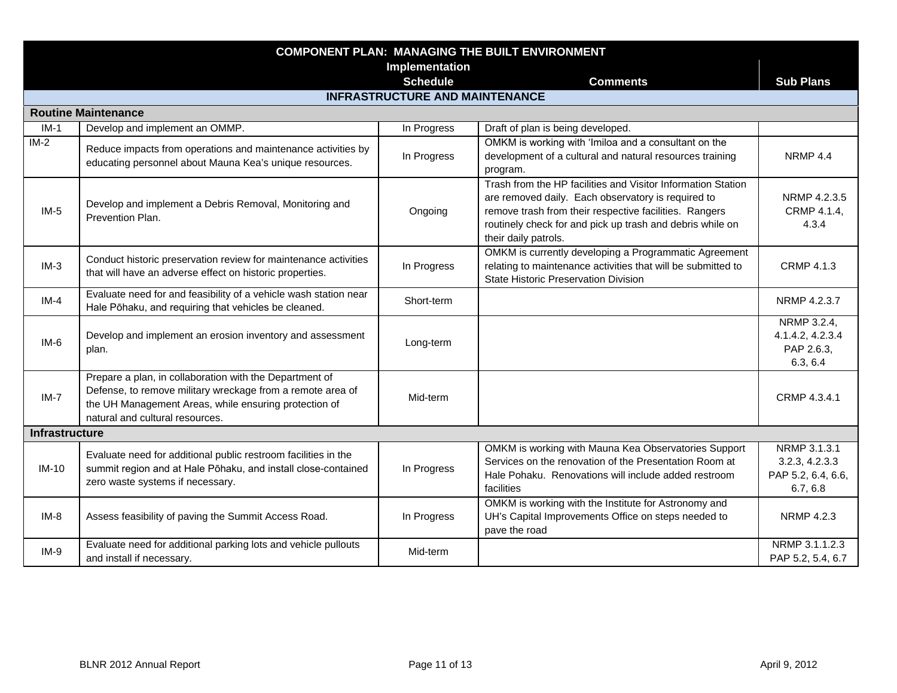| COMPONENT PLAN: MANAGING THE BUILT ENVIRONMENT | | Implementation Schedule | Comments | Sub Plans |
|---|---|---|---|---|
| **INFRASTRUCTURE AND MAINTENANCE** | | | | |
| **Routine Maintenance** | | | | |
| IM-1 | Develop and implement an OMMP. | In Progress | Draft of plan is being developed. | |
| IM-2 | Reduce impacts from operations and maintenance activities by educating personnel about Mauna Kea's unique resources. | In Progress | OMKM is working with ʻImiloa and a consultant on the development of a cultural and natural resources training program. | NRMP 4.4 |
| IM-5 | Develop and implement a Debris Removal, Monitoring and Prevention Plan. | Ongoing | Trash from the HP facilities and Visitor Information Station are removed daily. Each observatory is required to remove trash from their respective facilities. Rangers routinely check for and pick up trash and debris while on their daily patrols. | NRMP 4.2.3.5 CRMP 4.1.4, 4.3.4 |
| IM-3 | Conduct historic preservation review for maintenance activities that will have an adverse effect on historic properties. | In Progress | OMKM is currently developing a Programmatic Agreement relating to maintenance activities that will be submitted to State Historic Preservation Division | CRMP 4.1.3 |
| IM-4 | Evaluate need for and feasibility of a vehicle wash station near Hale Pōhaku, and requiring that vehicles be cleaned. | Short-term | | NRMP 4.2.3.7 |
| IM-6 | Develop and implement an erosion inventory and assessment plan. | Long-term | | NRMP 3.2.4, 4.1.4.2, 4.2.3.4 PAP 2.6.3, 6.3, 6.4 |
| IM-7 | Prepare a plan, in collaboration with the Department of Defense, to remove military wreckage from a remote area of the UH Management Areas, while ensuring protection of natural and cultural resources. | Mid-term | | CRMP 4.3.4.1 |
| **Infrastructure** | | | | |
| IM-10 | Evaluate need for additional public restroom facilities in the summit region and at Hale Pōhaku, and install close-contained zero waste systems if necessary. | In Progress | OMKM is working with Mauna Kea Observatories Support Services on the renovation of the Presentation Room at Hale Pohaku. Renovations will include added restroom facilities | NRMP 3.1.3.1 3.2.3, 4.2.3.3 PAP 5.2, 6.4, 6.6, 6.7, 6.8 |
| IM-8 | Assess feasibility of paving the Summit Access Road. | In Progress | OMKM is working with the Institute for Astronomy and UH's Capital Improvements Office on steps needed to pave the road | NRMP 4.2.3 |
| IM-9 | Evaluate need for additional parking lots and vehicle pullouts and install if necessary. | Mid-term | | NRMP 3.1.1.2.3 PAP 5.2, 5.4, 6.7 |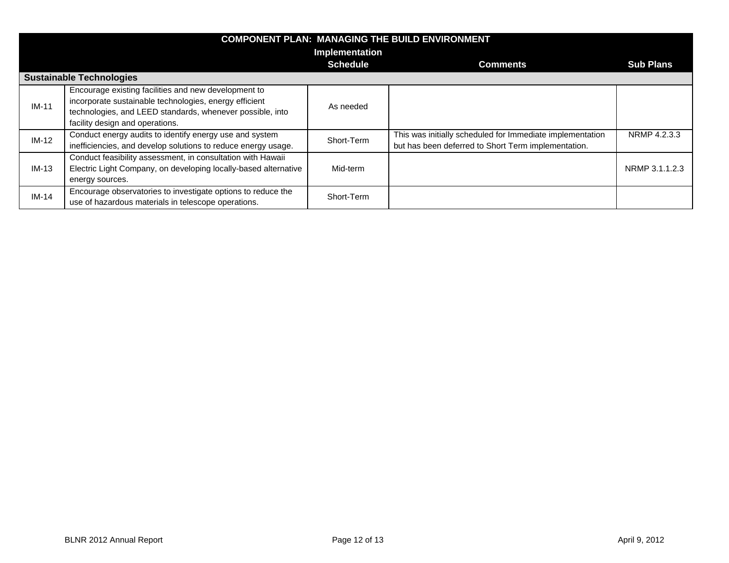| COMPONENT PLAN: MANAGING THE BUILD ENVIRONMENT | | Implementation Schedule | Comments | Sub Plans |
|---|---|---|---|---|
| **Sustainable Technologies** | | | | |
| IM-11 | Encourage existing facilities and new development to incorporate sustainable technologies, energy efficient technologies, and LEED standards, whenever possible, into facility design and operations. | As needed | | |
| IM-12 | Conduct energy audits to identify energy use and system inefficiencies, and develop solutions to reduce energy usage. | Short-Term | This was initially scheduled for Immediate implementation but has been deferred to Short Term implementation. | NRMP 4.2.3.3 |
| IM-13 | Conduct feasibility assessment, in consultation with Hawaii Electric Light Company, on developing locally-based alternative energy sources. | Mid-term | | NRMP 3.1.1.2.3 |
| IM-14 | Encourage observatories to investigate options to reduce the use of hazardous materials in telescope operations. | Short-Term | | |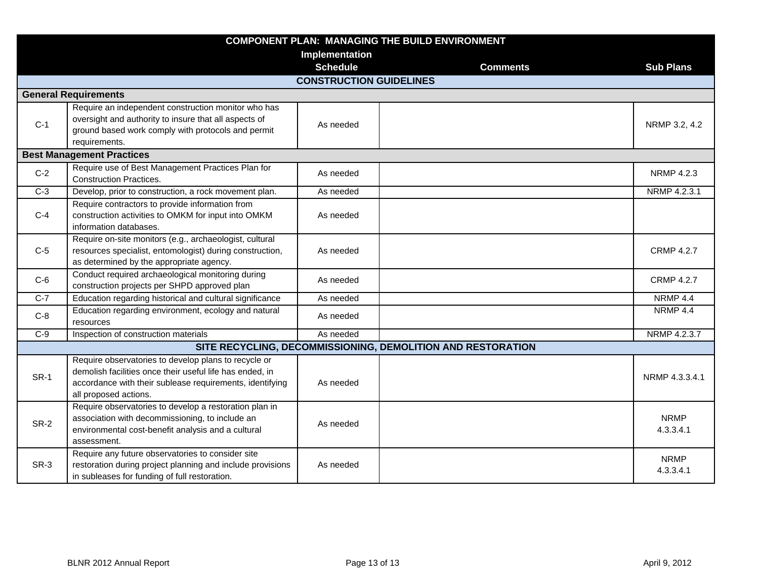| COMPONENT PLAN: MANAGING THE BUILD ENVIRONMENT | | | | |
|---|---|---|---|---|
| | | Implementation Schedule | Comments | Sub Plans |
| **CONSTRUCTION GUIDELINES** | | | | |
| **General Requirements** | | | | |
| C-1 | Require an independent construction monitor who has oversight and authority to insure that all aspects of ground based work comply with protocols and permit requirements. | As needed | | NRMP 3.2, 4.2 |
| **Best Management Practices** | | | | |
| C-2 | Require use of Best Management Practices Plan for Construction Practices. | As needed | | NRMP 4.2.3 |
| C-3 | Develop, prior to construction, a rock movement plan. | As needed | | NRMP 4.2.3.1 |
| C-4 | Require contractors to provide information from construction activities to OMKM for input into OMKM information databases. | As needed | | |
| C-5 | Require on-site monitors (e.g., archaeologist, cultural resources specialist, entomologist) during construction, as determined by the appropriate agency. | As needed | | CRMP 4.2.7 |
| C-6 | Conduct required archaeological monitoring during construction projects per SHPD approved plan | As needed | | CRMP 4.2.7 |
| C-7 | Education regarding historical and cultural significance | As needed | | NRMP 4.4 |
| C-8 | Education regarding environment, ecology and natural resources | As needed | | NRMP 4.4 |
| C-9 | Inspection of construction materials | As needed | | NRMP 4.2.3.7 |
| **SITE RECYCLING, DECOMMISSIONING, DEMOLITION AND RESTORATION** | | | | |
| SR-1 | Require observatories to develop plans to recycle or demolish facilities once their useful life has ended, in accordance with their sublease requirements, identifying all proposed actions. | As needed | | NRMP 4.3.3.4.1 |
| SR-2 | Require observatories to develop a restoration plan in association with decommissioning, to include an environmental cost-benefit analysis and a cultural assessment. | As needed | | NRMP 4.3.3.4.1 |
| SR-3 | Require any future observatories to consider site restoration during project planning and include provisions in subleases for funding of full restoration. | As needed | | NRMP 4.3.3.4.1 |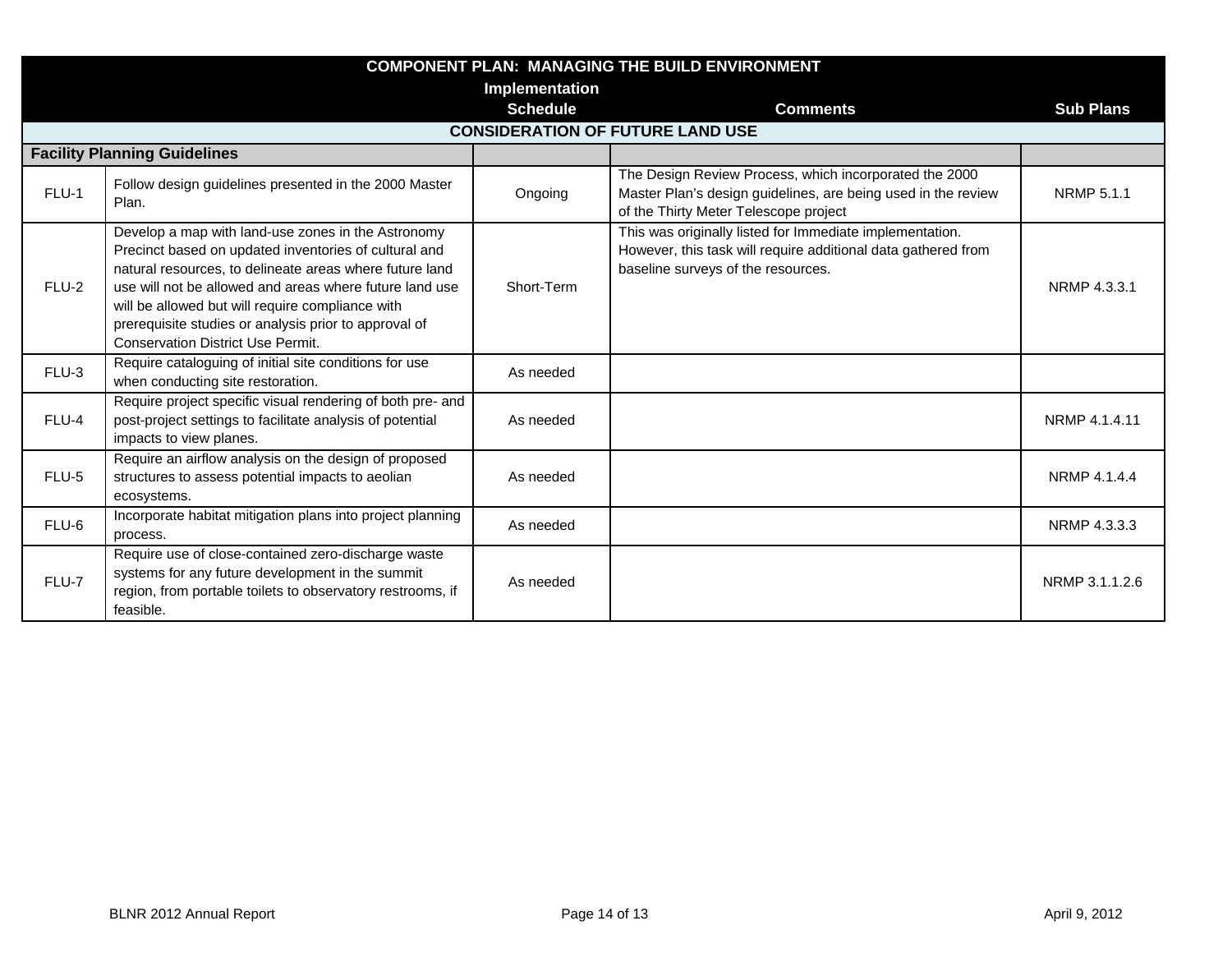| COMPONENT PLAN: MANAGING THE BUILD ENVIRONMENT | | Implementation Schedule | Comments | Sub Plans |
|---|---|---|---|---|
| **CONSIDERATION OF FUTURE LAND USE** | | | | |
| **Facility Planning Guidelines** | | | | |
| FLU-1 | Follow design guidelines presented in the 2000 Master Plan. | Ongoing | The Design Review Process, which incorporated the 2000 Master Plan's design guidelines, are being used in the review of the Thirty Meter Telescope project | NRMP 5.1.1 |
| FLU-2 | Develop a map with land-use zones in the Astronomy Precinct based on updated inventories of cultural and natural resources, to delineate areas where future land use will not be allowed and areas where future land use will be allowed but will require compliance with prerequisite studies or analysis prior to approval of Conservation District Use Permit. | Short-Term | This was originally listed for Immediate implementation. However, this task will require additional data gathered from baseline surveys of the resources. | NRMP 4.3.3.1 |
| FLU-3 | Require cataloguing of initial site conditions for use when conducting site restoration. | As needed | | |
| FLU-4 | Require project specific visual rendering of both pre- and post-project settings to facilitate analysis of potential impacts to view planes. | As needed | | NRMP 4.1.4.11 |
| FLU-5 | Require an airflow analysis on the design of proposed structures to assess potential impacts to aeolian ecosystems. | As needed | | NRMP 4.1.4.4 |
| FLU-6 | Incorporate habitat mitigation plans into project planning process. | As needed | | NRMP 4.3.3.3 |
| FLU-7 | Require use of close-contained zero-discharge waste systems for any future development in the summit region, from portable toilets to observatory restrooms, if feasible. | As needed | | NRMP 3.1.1.2.6 |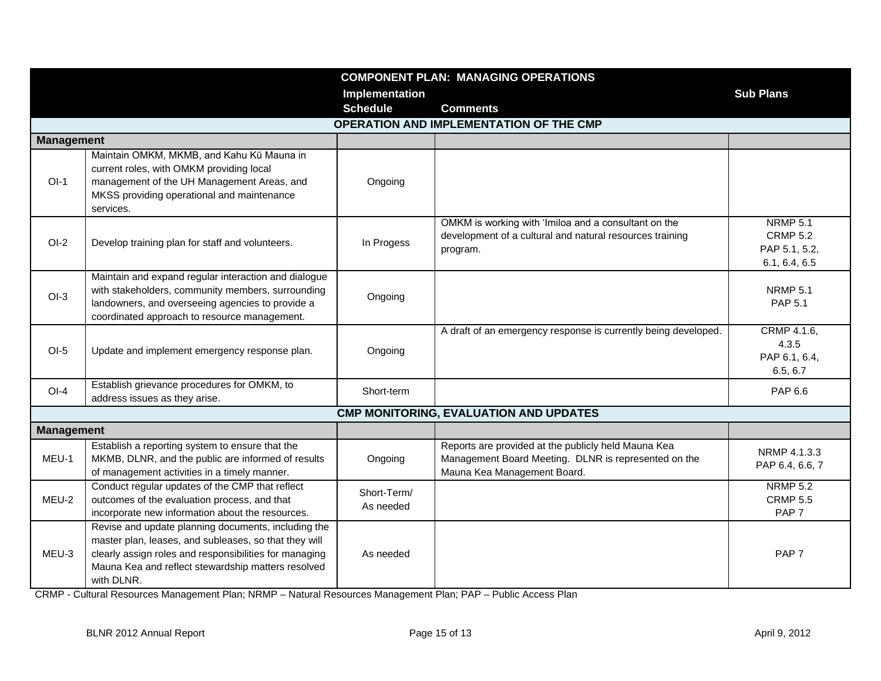| COMPONENT PLAN: MANAGING OPERATIONS | | | | |
|---|---|---|---|---|
| | | Implementation Schedule | Comments | Sub Plans |
| **OPERATION AND IMPLEMENTATION OF THE CMP** | | | | |
| **Management** | | | | |
| OI-1 | Maintain OMKM, MKMB, and Kahu Kū Mauna in current roles, with OMKM providing local management of the UH Management Areas, and MKSS providing operational and maintenance services. | Ongoing | | |
| OI-2 | Develop training plan for staff and volunteers. | In Progess | OMKM is working with ʻImiloa and a consultant on the development of a cultural and natural resources training program. | NRMP 5.1<br>CRMP 5.2<br>PAP 5.1, 5.2, 6.1, 6.4, 6.5 |
| OI-3 | Maintain and expand regular interaction and dialogue with stakeholders, community members, surrounding landowners, and overseeing agencies to provide a coordinated approach to resource management. | Ongoing | | NRMP 5.1<br>PAP 5.1 |
| OI-5 | Update and implement emergency response plan. | Ongoing | A draft of an emergency response is currently being developed. | CRMP 4.1.6, 4.3.5<br>PAP 6.1, 6.4, 6.5, 6.7 |
| OI-4 | Establish grievance procedures for OMKM, to address issues as they arise. | Short-term | | PAP 6.6 |
| **CMP MONITORING, EVALUATION AND UPDATES** | | | | |
| **Management** | | | | |
| MEU-1 | Establish a reporting system to ensure that the MKMB, DLNR, and the public are informed of results of management activities in a timely manner. | Ongoing | Reports are provided at the publicly held Mauna Kea Management Board Meeting. DLNR is represented on the Mauna Kea Management Board. | NRMP 4.1.3.3<br>PAP 6.4, 6.6, 7 |
| MEU-2 | Conduct regular updates of the CMP that reflect outcomes of the evaluation process, and that incorporate new information about the resources. | Short-Term/ As needed | | NRMP 5.2<br>CRMP 5.5<br>PAP 7 |
| MEU-3 | Revise and update planning documents, including the master plan, leases, and subleases, so that they will clearly assign roles and responsibilities for managing Mauna Kea and reflect stewardship matters resolved with DLNR. | As needed | | PAP 7 |

CRMP - Cultural Resources Management Plan; NRMP – Natural Resources Management Plan; PAP – Public Access Plan